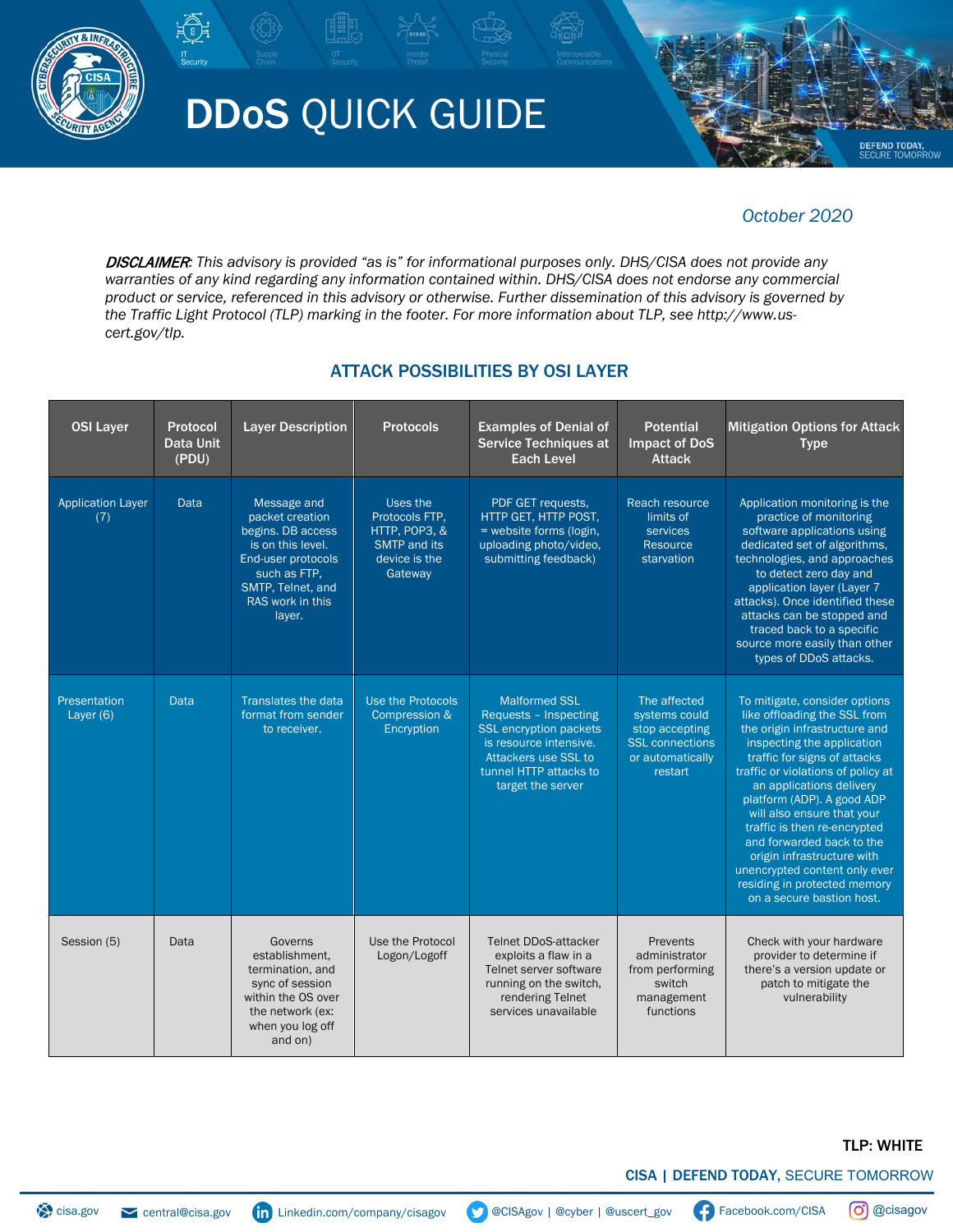# DDoS QUICK GUIDE

*October 2020*

***DISCLAIMER**: This advisory is provided "as is" for informational purposes only. DHS/CISA does not provide any warranties of any kind regarding any information contained within. DHS/CISA does not endorse any commercial product or service, referenced in this advisory or otherwise. Further dissemination of this advisory is governed by the Traffic Light Protocol (TLP) marking in the footer. For more information about TLP, see http://www.us-cert.gov/tlp.*

## ATTACK POSSIBILITIES BY OSI LAYER

| OSI Layer | Protocol Data Unit (PDU) | Layer Description | Protocols | Examples of Denial of Service Techniques at Each Level | Potential Impact of DoS Attack | Mitigation Options for Attack Type |
|---|---|---|---|---|---|---|
| Application Layer (7) | Data | Message and packet creation begins. DB access is on this level. End-user protocols such as FTP, SMTP, Telnet, and RAS work in this layer. | Uses the Protocols FTP, HTTP, POP3, & SMTP and its device is the Gateway | PDF GET requests, HTTP GET, HTTP POST, = website forms (login, uploading photo/video, submitting feedback) | Reach resource limits of services Resource starvation | Application monitoring is the practice of monitoring software applications using dedicated set of algorithms, technologies, and approaches to detect zero day and application layer (Layer 7 attacks). Once identified these attacks can be stopped and traced back to a specific source more easily than other types of DDoS attacks. |
| Presentation Layer (6) | Data | Translates the data format from sender to receiver. | Use the Protocols Compression & Encryption | Malformed SSL Requests – Inspecting SSL encryption packets is resource intensive. Attackers use SSL to tunnel HTTP attacks to target the server | The affected systems could stop accepting SSL connections or automatically restart | To mitigate, consider options like offloading the SSL from the origin infrastructure and inspecting the application traffic for signs of attacks traffic or violations of policy at an applications delivery platform (ADP). A good ADP will also ensure that your traffic is then re-encrypted and forwarded back to the origin infrastructure with unencrypted content only ever residing in protected memory on a secure bastion host. |
| Session (5) | Data | Governs establishment, termination, and sync of session within the OS over the network (ex: when you log off and on) | Use the Protocol Logon/Logoff | Telnet DDoS-attacker exploits a flaw in a Telnet server software running on the switch, rendering Telnet services unavailable | Prevents administrator from performing switch management functions | Check with your hardware provider to determine if there's a version update or patch to mitigate the vulnerability |

TLP: WHITE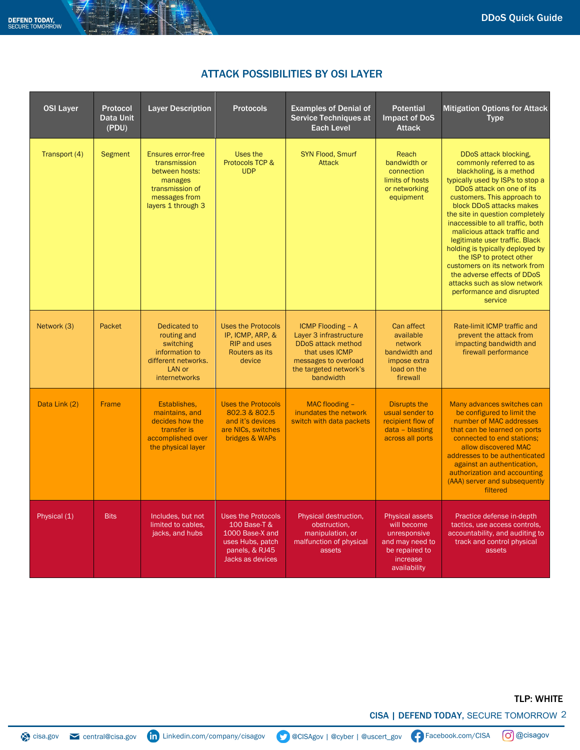## ATTACK POSSIBILITIES BY OSI LAYER

| OSI Layer | Protocol Data Unit (PDU) | Layer Description | Protocols | Examples of Denial of Service Techniques at Each Level | Potential Impact of DoS Attack | Mitigation Options for Attack Type |
|---|---|---|---|---|---|---|
| Transport (4) | Segment | Ensures error-free transmission between hosts: manages transmission of messages from layers 1 through 3 | Uses the Protocols TCP & UDP | SYN Flood, Smurf Attack | Reach bandwidth or connection limits of hosts or networking equipment | DDoS attack blocking, commonly referred to as blackholing, is a method typically used by ISPs to stop a DDoS attack on one of its customers. This approach to block DDoS attacks makes the site in question completely inaccessible to all traffic, both malicious attack traffic and legitimate user traffic. Black holing is typically deployed by the ISP to protect other customers on its network from the adverse effects of DDoS attacks such as slow network performance and disrupted service |
| Network (3) | Packet | Dedicated to routing and switching information to different networks. LAN or internetworks | Uses the Protocols IP, ICMP, ARP, & RIP and uses Routers as its device | ICMP Flooding – A Layer 3 infrastructure DDoS attack method that uses ICMP messages to overload the targeted network's bandwidth | Can affect available network bandwidth and impose extra load on the firewall | Rate-limit ICMP traffic and prevent the attack from impacting bandwidth and firewall performance |
| Data Link (2) | Frame | Establishes, maintains, and decides how the transfer is accomplished over the physical layer | Uses the Protocols 802.3 & 802.5 and it's devices are NICs, switches bridges & WAPs | MAC flooding – inundates the network switch with data packets | Disrupts the usual sender to recipient flow of data – blasting across all ports | Many advances switches can be configured to limit the number of MAC addresses that can be learned on ports connected to end stations; allow discovered MAC addresses to be authenticated against an authentication, authorization and accounting (AAA) server and subsequently filtered |
| Physical (1) | Bits | Includes, but not limited to cables, jacks, and hubs | Uses the Protocols 100 Base-T & 1000 Base-X and uses Hubs, patch panels, & RJ45 Jacks as devices | Physical destruction, obstruction, manipulation, or malfunction of physical assets | Physical assets will become unresponsive and may need to be repaired to increase availability | Practice defense in-depth tactics, use access controls, accountability, and auditing to track and control physical assets |

TLP: WHITE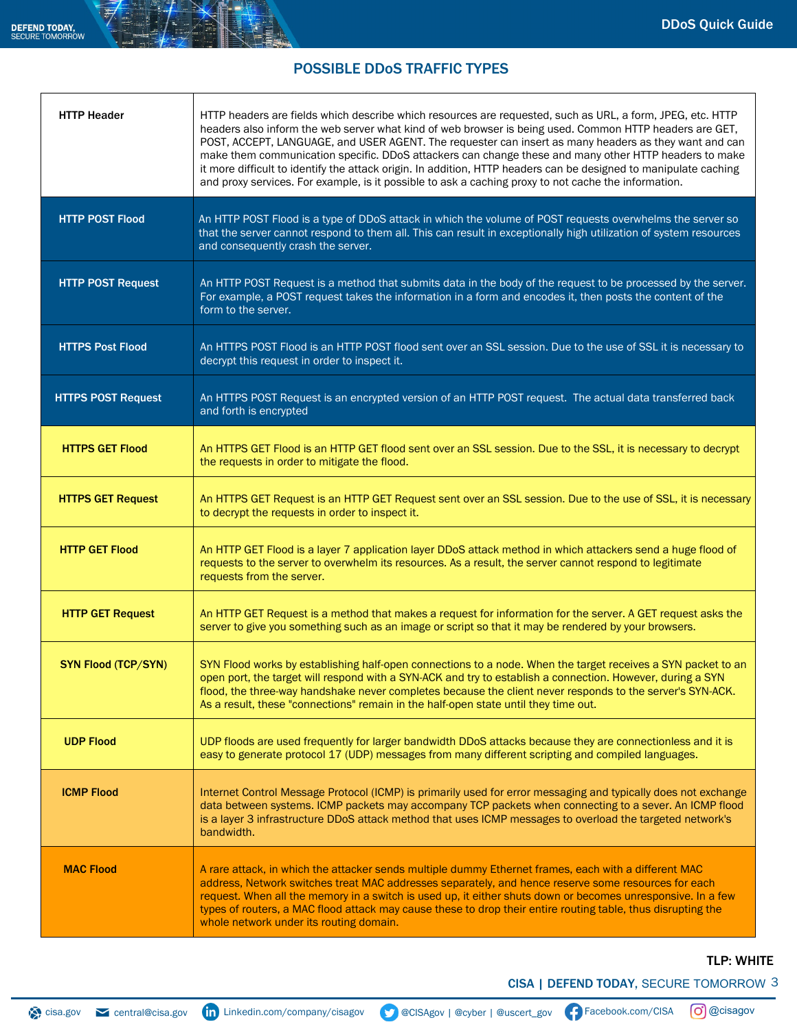## POSSIBLE DDoS TRAFFIC TYPES

| | |
|---|---|
| **HTTP Header** | HTTP headers are fields which describe which resources are requested, such as URL, a form, JPEG, etc. HTTP headers also inform the web server what kind of web browser is being used. Common HTTP headers are GET, POST, ACCEPT, LANGUAGE, and USER AGENT. The requester can insert as many headers as they want and can make them communication specific. DDoS attackers can change these and many other HTTP headers to make it more difficult to identify the attack origin. In addition, HTTP headers can be designed to manipulate caching and proxy services. For example, is it possible to ask a caching proxy to not cache the information. |
| **HTTP POST Flood** | An HTTP POST Flood is a type of DDoS attack in which the volume of POST requests overwhelms the server so that the server cannot respond to them all. This can result in exceptionally high utilization of system resources and consequently crash the server. |
| **HTTP POST Request** | An HTTP POST Request is a method that submits data in the body of the request to be processed by the server. For example, a POST request takes the information in a form and encodes it, then posts the content of the form to the server. |
| **HTTPS Post Flood** | An HTTPS POST Flood is an HTTP POST flood sent over an SSL session. Due to the use of SSL it is necessary to decrypt this request in order to inspect it. |
| **HTTPS POST Request** | An HTTPS POST Request is an encrypted version of an HTTP POST request. The actual data transferred back and forth is encrypted |
| **HTTPS GET Flood** | An HTTPS GET Flood is an HTTP GET flood sent over an SSL session. Due to the SSL, it is necessary to decrypt the requests in order to mitigate the flood. |
| **HTTPS GET Request** | An HTTPS GET Request is an HTTP GET Request sent over an SSL session. Due to the use of SSL, it is necessary to decrypt the requests in order to inspect it. |
| **HTTP GET Flood** | An HTTP GET Flood is a layer 7 application layer DDoS attack method in which attackers send a huge flood of requests to the server to overwhelm its resources. As a result, the server cannot respond to legitimate requests from the server. |
| **HTTP GET Request** | An HTTP GET Request is a method that makes a request for information for the server. A GET request asks the server to give you something such as an image or script so that it may be rendered by your browsers. |
| **SYN Flood (TCP/SYN)** | SYN Flood works by establishing half-open connections to a node. When the target receives a SYN packet to an open port, the target will respond with a SYN-ACK and try to establish a connection. However, during a SYN flood, the three-way handshake never completes because the client never responds to the server's SYN-ACK. As a result, these "connections" remain in the half-open state until they time out. |
| **UDP Flood** | UDP floods are used frequently for larger bandwidth DDoS attacks because they are connectionless and it is easy to generate protocol 17 (UDP) messages from many different scripting and compiled languages. |
| **ICMP Flood** | Internet Control Message Protocol (ICMP) is primarily used for error messaging and typically does not exchange data between systems. ICMP packets may accompany TCP packets when connecting to a sever. An ICMP flood is a layer 3 infrastructure DDoS attack method that uses ICMP messages to overload the targeted network's bandwidth. |
| **MAC Flood** | A rare attack, in which the attacker sends multiple dummy Ethernet frames, each with a different MAC address, Network switches treat MAC addresses separately, and hence reserve some resources for each request. When all the memory in a switch is used up, it either shuts down or becomes unresponsive. In a few types of routers, a MAC flood attack may cause these to drop their entire routing table, thus disrupting the whole network under its routing domain. |

**TLP: WHITE**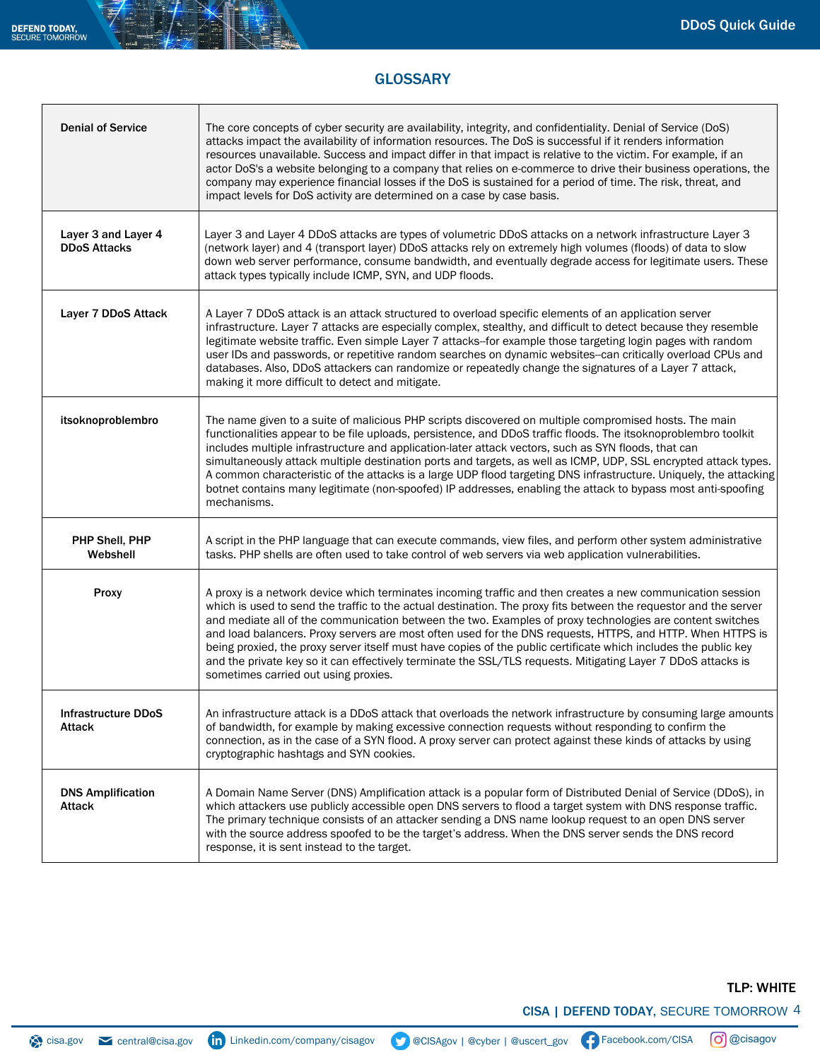## GLOSSARY

| | |
|---|---|
| **Denial of Service** | The core concepts of cyber security are availability, integrity, and confidentiality. Denial of Service (DoS) attacks impact the availability of information resources. The DoS is successful if it renders information resources unavailable. Success and impact differ in that impact is relative to the victim. For example, if an actor DoS's a website belonging to a company that relies on e-commerce to drive their business operations, the company may experience financial losses if the DoS is sustained for a period of time. The risk, threat, and impact levels for DoS activity are determined on a case by case basis. |
| **Layer 3 and Layer 4 DDoS Attacks** | Layer 3 and Layer 4 DDoS attacks are types of volumetric DDoS attacks on a network infrastructure Layer 3 (network layer) and 4 (transport layer) DDoS attacks rely on extremely high volumes (floods) of data to slow down web server performance, consume bandwidth, and eventually degrade access for legitimate users. These attack types typically include ICMP, SYN, and UDP floods. |
| **Layer 7 DDoS Attack** | A Layer 7 DDoS attack is an attack structured to overload specific elements of an application server infrastructure. Layer 7 attacks are especially complex, stealthy, and difficult to detect because they resemble legitimate website traffic. Even simple Layer 7 attacks–for example those targeting login pages with random user IDs and passwords, or repetitive random searches on dynamic websites–can critically overload CPUs and databases. Also, DDoS attackers can randomize or repeatedly change the signatures of a Layer 7 attack, making it more difficult to detect and mitigate. |
| **itsoknoproblembro** | The name given to a suite of malicious PHP scripts discovered on multiple compromised hosts. The main functionalities appear to be file uploads, persistence, and DDoS traffic floods. The itsoknoproblembro toolkit includes multiple infrastructure and application-later attack vectors, such as SYN floods, that can simultaneously attack multiple destination ports and targets, as well as ICMP, UDP, SSL encrypted attack types. A common characteristic of the attacks is a large UDP flood targeting DNS infrastructure. Uniquely, the attacking botnet contains many legitimate (non-spoofed) IP addresses, enabling the attack to bypass most anti-spoofing mechanisms. |
| **PHP Shell, PHP Webshell** | A script in the PHP language that can execute commands, view files, and perform other system administrative tasks. PHP shells are often used to take control of web servers via web application vulnerabilities. |
| **Proxy** | A proxy is a network device which terminates incoming traffic and then creates a new communication session which is used to send the traffic to the actual destination. The proxy fits between the requestor and the server and mediate all of the communication between the two. Examples of proxy technologies are content switches and load balancers. Proxy servers are most often used for the DNS requests, HTTPS, and HTTP. When HTTPS is being proxied, the proxy server itself must have copies of the public certificate which includes the public key and the private key so it can effectively terminate the SSL/TLS requests. Mitigating Layer 7 DDoS attacks is sometimes carried out using proxies. |
| **Infrastructure DDoS Attack** | An infrastructure attack is a DDoS attack that overloads the network infrastructure by consuming large amounts of bandwidth, for example by making excessive connection requests without responding to confirm the connection, as in the case of a SYN flood. A proxy server can protect against these kinds of attacks by using cryptographic hashtags and SYN cookies. |
| **DNS Amplification Attack** | A Domain Name Server (DNS) Amplification attack is a popular form of Distributed Denial of Service (DDoS), in which attackers use publicly accessible open DNS servers to flood a target system with DNS response traffic. The primary technique consists of an attacker sending a DNS name lookup request to an open DNS server with the source address spoofed to be the target's address. When the DNS server sends the DNS record response, it is sent instead to the target. |

**TLP: WHITE**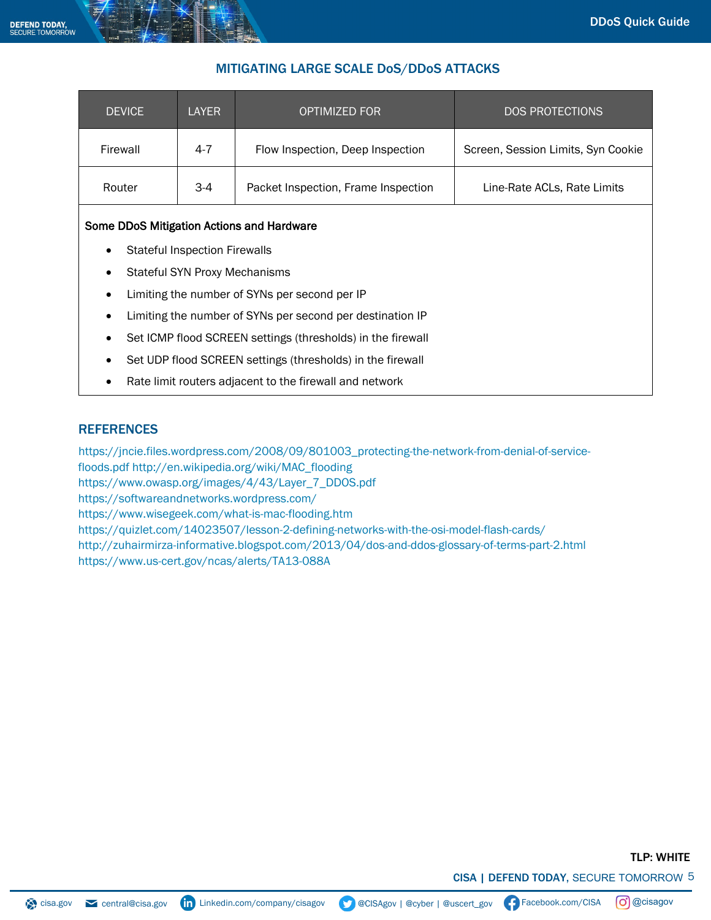## MITIGATING LARGE SCALE DoS/DDoS ATTACKS

| DEVICE | LAYER | OPTIMIZED FOR | DOS PROTECTIONS |
|---|---|---|---|
| Firewall | 4-7 | Flow Inspection, Deep Inspection | Screen, Session Limits, Syn Cookie |
| Router | 3-4 | Packet Inspection, Frame Inspection | Line-Rate ACLs, Rate Limits |

**Some DDoS Mitigation Actions and Hardware**

- Stateful Inspection Firewalls
- Stateful SYN Proxy Mechanisms
- Limiting the number of SYNs per second per IP
- Limiting the number of SYNs per second per destination IP
- Set ICMP flood SCREEN settings (thresholds) in the firewall
- Set UDP flood SCREEN settings (thresholds) in the firewall
- Rate limit routers adjacent to the firewall and network

## REFERENCES

https://jncie.files.wordpress.com/2008/09/801003_protecting-the-network-from-denial-of-service-floods.pdf http://en.wikipedia.org/wiki/MAC_flooding
https://www.owasp.org/images/4/43/Layer_7_DDOS.pdf
https://softwareandnetworks.wordpress.com/
https://www.wisegeek.com/what-is-mac-flooding.htm
https://quizlet.com/14023507/lesson-2-defining-networks-with-the-osi-model-flash-cards/
http://zuhairmirza-informative.blogspot.com/2013/04/dos-and-ddos-glossary-of-terms-part-2.html
https://www.us-cert.gov/ncas/alerts/TA13-088A

TLP: WHITE